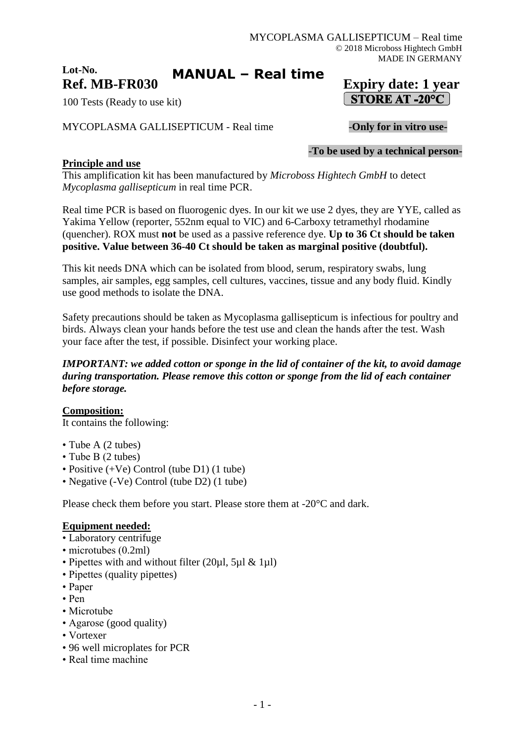MYCOPLASMA GALLISEPTICUM – Real time
© 2018 Microboss Hightech GmbH
MADE IN GERMANY

**Lot-No.**

# MANUAL – Real time

**Ref. MB-FR030** **Expiry date: 1 year**

100 Tests (Ready to use kit) **STORE AT -20°C**

MYCOPLASMA GALLISEPTICUM - Real time **-Only for in vitro use-**

**-To be used by a technical person-**

## Principle and use

This amplification kit has been manufactured by *Microboss Hightech GmbH* to detect *Mycoplasma gallisepticum* in real time PCR.

Real time PCR is based on fluorogenic dyes. In our kit we use 2 dyes, they are YYE, called as Yakima Yellow (reporter, 552nm equal to VIC) and 6-Carboxy tetramethyl rhodamine (quencher). ROX must **not** be used as a passive reference dye. **Up to 36 Ct should be taken positive. Value between 36-40 Ct should be taken as marginal positive (doubtful).**

This kit needs DNA which can be isolated from blood, serum, respiratory swabs, lung samples, air samples, egg samples, cell cultures, vaccines, tissue and any body fluid. Kindly use good methods to isolate the DNA.

Safety precautions should be taken as Mycoplasma gallisepticum is infectious for poultry and birds. Always clean your hands before the test use and clean the hands after the test. Wash your face after the test, if possible. Disinfect your working place.

***IMPORTANT: we added cotton or sponge in the lid of container of the kit, to avoid damage during transportation. Please remove this cotton or sponge from the lid of each container before storage.***

## Composition:

It contains the following:

- Tube A (2 tubes)
- Tube B (2 tubes)
- Positive (+Ve) Control (tube D1) (1 tube)
- Negative (-Ve) Control (tube D2) (1 tube)

Please check them before you start. Please store them at -20°C and dark.

## Equipment needed:

- Laboratory centrifuge
- microtubes (0.2ml)
- Pipettes with and without filter (20µl, 5µl & 1µl)
- Pipettes (quality pipettes)
- Paper
- Pen
- Microtube
- Agarose (good quality)
- Vortexer
- 96 well microplates for PCR
- Real time machine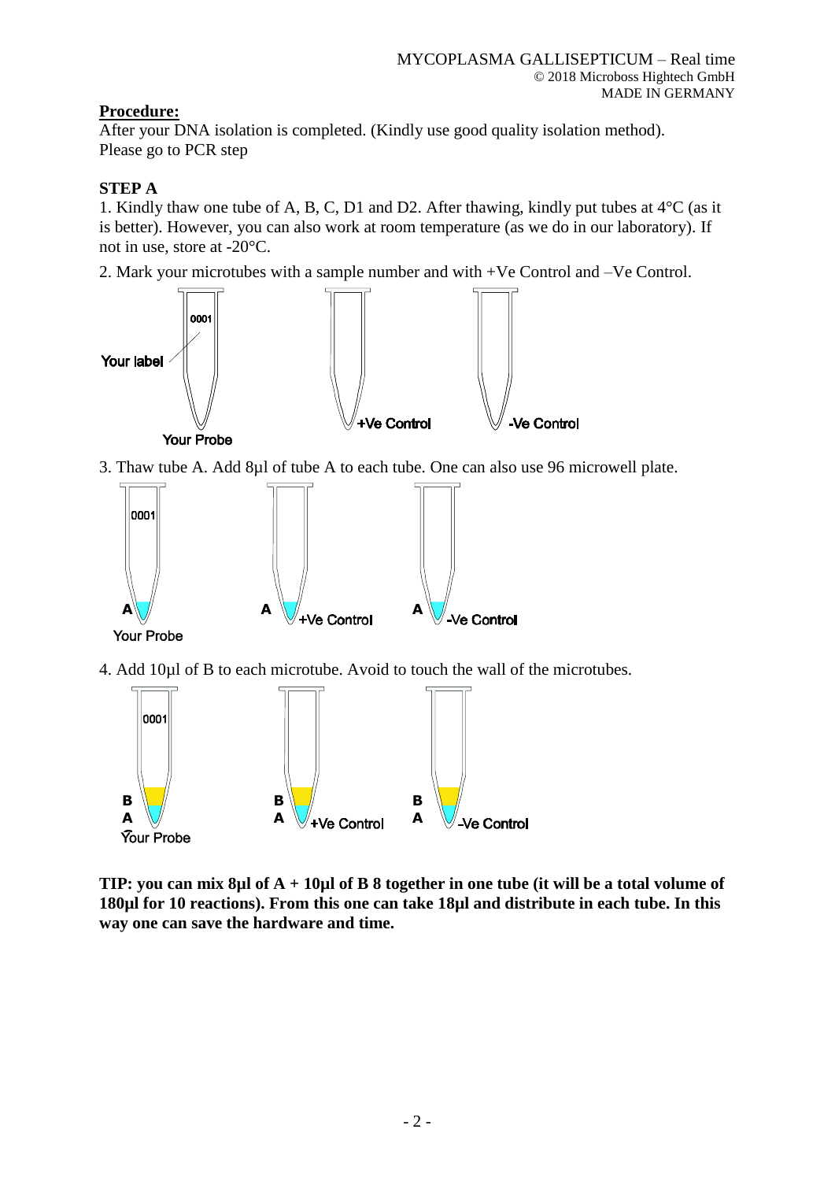**Procedure:**

After your DNA isolation is completed. (Kindly use good quality isolation method). Please go to PCR step

**STEP A**

1. Kindly thaw one tube of A, B, C, D1 and D2. After thawing, kindly put tubes at 4°C (as it is better). However, you can also work at room temperature (as we do in our laboratory). If not in use, store at -20°C.
2. Mark your microtubes with a sample number and with +Ve Control and –Ve Control.

Your label 0001 — Your Probe — +Ve Control — -Ve Control

3. Thaw tube A. Add 8µl of tube A to each tube. One can also use 96 microwell plate.

4. Add 10µl of B to each microtube. Avoid to touch the wall of the microtubes.

**TIP: you can mix 8µl of A + 10µl of B 8 together in one tube (it will be a total volume of 180µl for 10 reactions). From this one can take 18µl and distribute in each tube. In this way one can save the hardware and time.**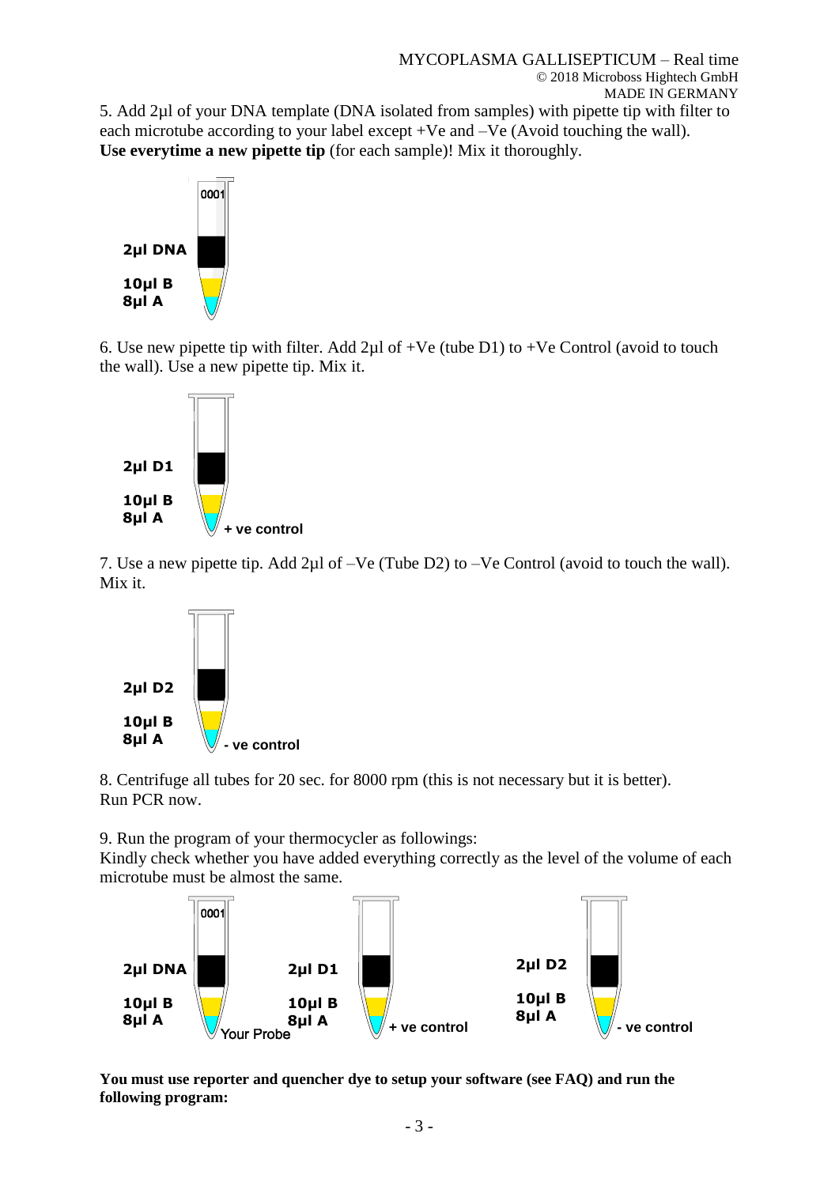5. Add 2µl of your DNA template (DNA isolated from samples) with pipette tip with filter to each microtube according to your label except +Ve and –Ve (Avoid touching the wall). **Use everytime a new pipette tip** (for each sample)! Mix it thoroughly.

0001

**2µl DNA**

**10µl B**
**8µl A**

6. Use new pipette tip with filter. Add 2µl of +Ve (tube D1) to +Ve Control (avoid to touch the wall). Use a new pipette tip. Mix it.

**2µl D1**

**10µl B**
**8µl A**

**+ ve control**

7. Use a new pipette tip. Add 2µl of –Ve (Tube D2) to –Ve Control (avoid to touch the wall). Mix it.

**2µl D2**

**10µl B**
**8µl A**

**- ve control**

8. Centrifuge all tubes for 20 sec. for 8000 rpm (this is not necessary but it is better). Run PCR now.

9. Run the program of your thermocycler as followings:
Kindly check whether you have added everything correctly as the level of the volume of each microtube must be almost the same.

0001

**2µl DNA** | **2µl D1** | **2µl D2**

**10µl B** | **10µl B** | **10µl B**
**8µl A** | **8µl A** | **8µl A**

Your Probe | **+ ve control** | **- ve control**

**You must use reporter and quencher dye to setup your software (see FAQ) and run the following program:**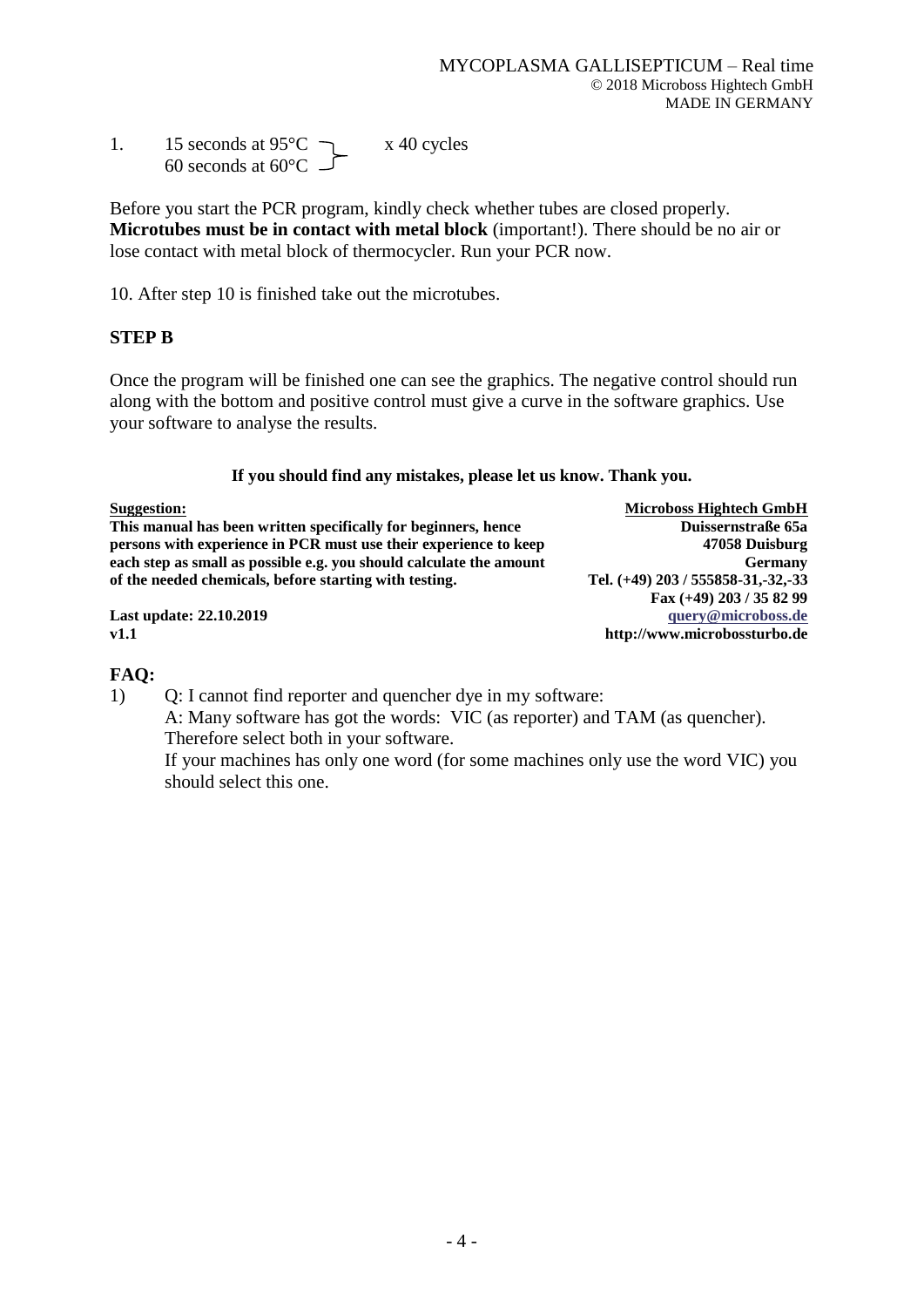1. 15 seconds at 95°C ⎫ x 40 cycles
   60 seconds at 60°C ⎭

Before you start the PCR program, kindly check whether tubes are closed properly. **Microtubes must be in contact with metal block** (important!). There should be no air or lose contact with metal block of thermocycler. Run your PCR now.

10. After step 10 is finished take out the microtubes.

## STEP B

Once the program will be finished one can see the graphics. The negative control should run along with the bottom and positive control must give a curve in the software graphics. Use your software to analyse the results.

**If you should find any mistakes, please let us know. Thank you.**

**Suggestion:**
**This manual has been written specifically for beginners, hence persons with experience in PCR must use their experience to keep each step as small as possible e.g. you should calculate the amount of the needed chemicals, before starting with testing.**

**Last update: 22.10.2019**
**v1.1**

**Microboss Hightech GmbH**
**Duissernstraße 65a**
**47058 Duisburg**
**Germany**
**Tel. (+49) 203 / 555858-31,-32,-33**
**Fax (+49) 203 / 35 82 99**
**query@microboss.de**
**http://www.microbossturbo.de**

## FAQ:

1) Q: I cannot find reporter and quencher dye in my software:
   A: Many software has got the words: VIC (as reporter) and TAM (as quencher). Therefore select both in your software.
   If your machines has only one word (for some machines only use the word VIC) you should select this one.